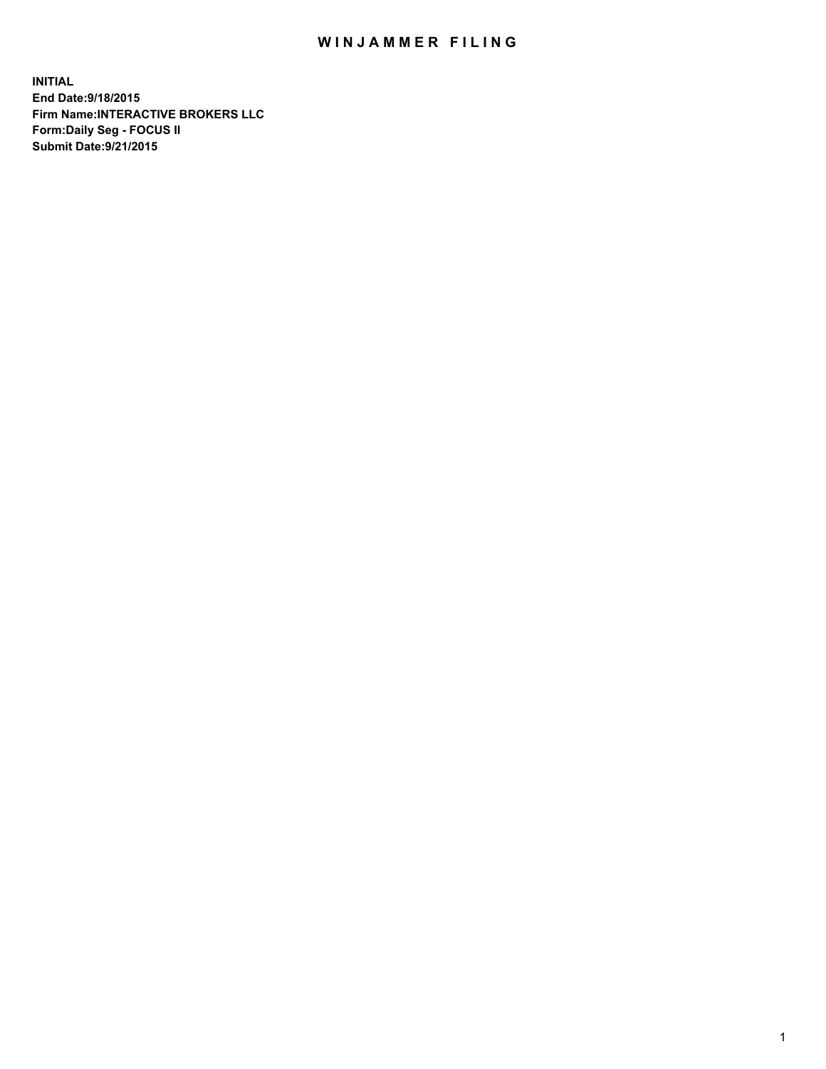# WINJAMMER FILING

**INITIAL**
**End Date:9/18/2015**
**Firm Name:INTERACTIVE BROKERS LLC**
**Form:Daily Seg - FOCUS II**
**Submit Date:9/21/2015**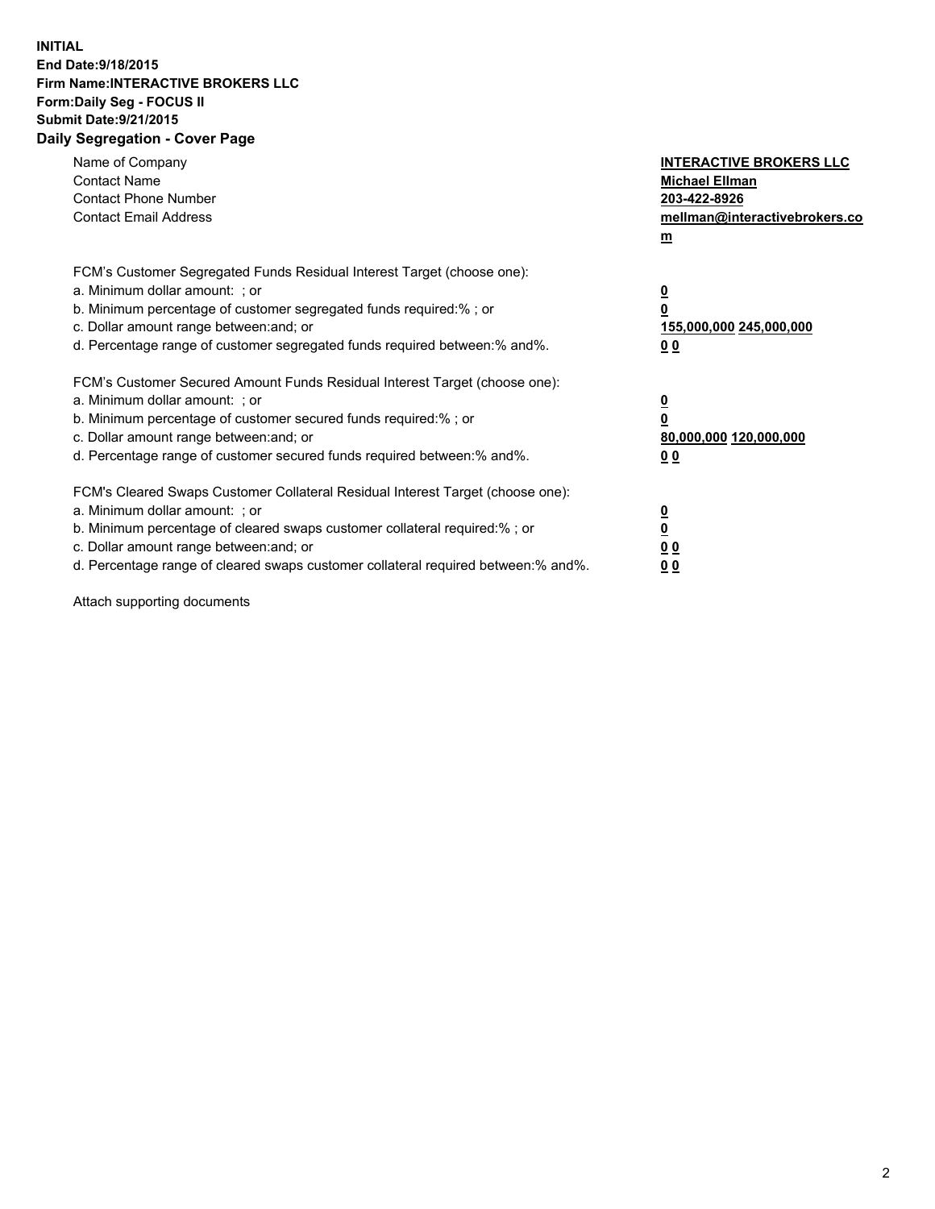**INITIAL**
**End Date:9/18/2015**
**Firm Name:INTERACTIVE BROKERS LLC**
**Form:Daily Seg - FOCUS II**
**Submit Date:9/21/2015**
**Daily Segregation - Cover Page**

| | |
|---|---|
| Name of Company | **INTERACTIVE BROKERS LLC** |
| Contact Name | **Michael Ellman** |
| Contact Phone Number | **203-422-8926** |
| Contact Email Address | **mellman@interactivebrokers.com** |

FCM's Customer Segregated Funds Residual Interest Target (choose one):

| | |
|---|---|
| a. Minimum dollar amount: ; or | **0** |
| b. Minimum percentage of customer segregated funds required:% ; or | **0** |
| c. Dollar amount range between:and; or | **155,000,000 245,000,000** |
| d. Percentage range of customer segregated funds required between:% and%. | **0 0** |

FCM's Customer Secured Amount Funds Residual Interest Target (choose one):

| | |
|---|---|
| a. Minimum dollar amount: ; or | **0** |
| b. Minimum percentage of customer secured funds required:% ; or | **0** |
| c. Dollar amount range between:and; or | **80,000,000 120,000,000** |
| d. Percentage range of customer secured funds required between:% and%. | **0 0** |

FCM's Cleared Swaps Customer Collateral Residual Interest Target (choose one):

| | |
|---|---|
| a. Minimum dollar amount: ; or | **0** |
| b. Minimum percentage of cleared swaps customer collateral required:% ; or | **0** |
| c. Dollar amount range between:and; or | **0 0** |
| d. Percentage range of cleared swaps customer collateral required between:% and%. | **0 0** |

Attach supporting documents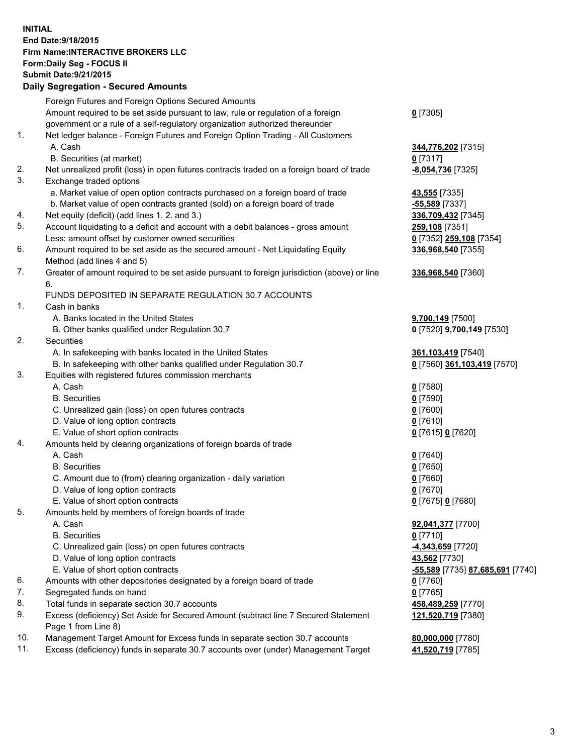**INITIAL**
**End Date:9/18/2015**
**Firm Name:INTERACTIVE BROKERS LLC**
**Form:Daily Seg - FOCUS II**
**Submit Date:9/21/2015**

## Daily Segregation - Secured Amounts

| | | |
|---|---|---|
| | Foreign Futures and Foreign Options Secured Amounts | |
| | Amount required to be set aside pursuant to law, rule or regulation of a foreign government or a rule of a self-regulatory organization authorized thereunder | **0** [7305] |
| 1. | Net ledger balance - Foreign Futures and Foreign Option Trading - All Customers | |
| | A. Cash | **344,776,202** [7315] |
| | B. Securities (at market) | **0** [7317] |
| 2. | Net unrealized profit (loss) in open futures contracts traded on a foreign board of trade | **-8,054,736** [7325] |
| 3. | Exchange traded options | |
| | a. Market value of open option contracts purchased on a foreign board of trade | **43,555** [7335] |
| | b. Market value of open contracts granted (sold) on a foreign board of trade | **-55,589** [7337] |
| 4. | Net equity (deficit) (add lines 1. 2. and 3.) | **336,709,432** [7345] |
| 5. | Account liquidating to a deficit and account with a debit balances - gross amount | **259,108** [7351] |
| | Less: amount offset by customer owned securities | **0** [7352] **259,108** [7354] |
| 6. | Amount required to be set aside as the secured amount - Net Liquidating Equity Method (add lines 4 and 5) | **336,968,540** [7355] |
| 7. | Greater of amount required to be set aside pursuant to foreign jurisdiction (above) or line 6. | **336,968,540** [7360] |
| | FUNDS DEPOSITED IN SEPARATE REGULATION 30.7 ACCOUNTS | |
| 1. | Cash in banks | |
| | A. Banks located in the United States | **9,700,149** [7500] |
| | B. Other banks qualified under Regulation 30.7 | **0** [7520] **9,700,149** [7530] |
| 2. | Securities | |
| | A. In safekeeping with banks located in the United States | **361,103,419** [7540] |
| | B. In safekeeping with other banks qualified under Regulation 30.7 | **0** [7560] **361,103,419** [7570] |
| 3. | Equities with registered futures commission merchants | |
| | A. Cash | **0** [7580] |
| | B. Securities | **0** [7590] |
| | C. Unrealized gain (loss) on open futures contracts | **0** [7600] |
| | D. Value of long option contracts | **0** [7610] |
| | E. Value of short option contracts | **0** [7615] **0** [7620] |
| 4. | Amounts held by clearing organizations of foreign boards of trade | |
| | A. Cash | **0** [7640] |
| | B. Securities | **0** [7650] |
| | C. Amount due to (from) clearing organization - daily variation | **0** [7660] |
| | D. Value of long option contracts | **0** [7670] |
| | E. Value of short option contracts | **0** [7675] **0** [7680] |
| 5. | Amounts held by members of foreign boards of trade | |
| | A. Cash | **92,041,377** [7700] |
| | B. Securities | **0** [7710] |
| | C. Unrealized gain (loss) on open futures contracts | **-4,343,659** [7720] |
| | D. Value of long option contracts | **43,562** [7730] |
| | E. Value of short option contracts | **-55,589** [7735] **87,685,691** [7740] |
| 6. | Amounts with other depositories designated by a foreign board of trade | **0** [7760] |
| 7. | Segregated funds on hand | **0** [7765] |
| 8. | Total funds in separate section 30.7 accounts | **458,489,259** [7770] |
| 9. | Excess (deficiency) Set Aside for Secured Amount (subtract line 7 Secured Statement Page 1 from Line 8) | **121,520,719** [7380] |
| 10. | Management Target Amount for Excess funds in separate section 30.7 accounts | **80,000,000** [7780] |
| 11. | Excess (deficiency) funds in separate 30.7 accounts over (under) Management Target | **41,520,719** [7785] |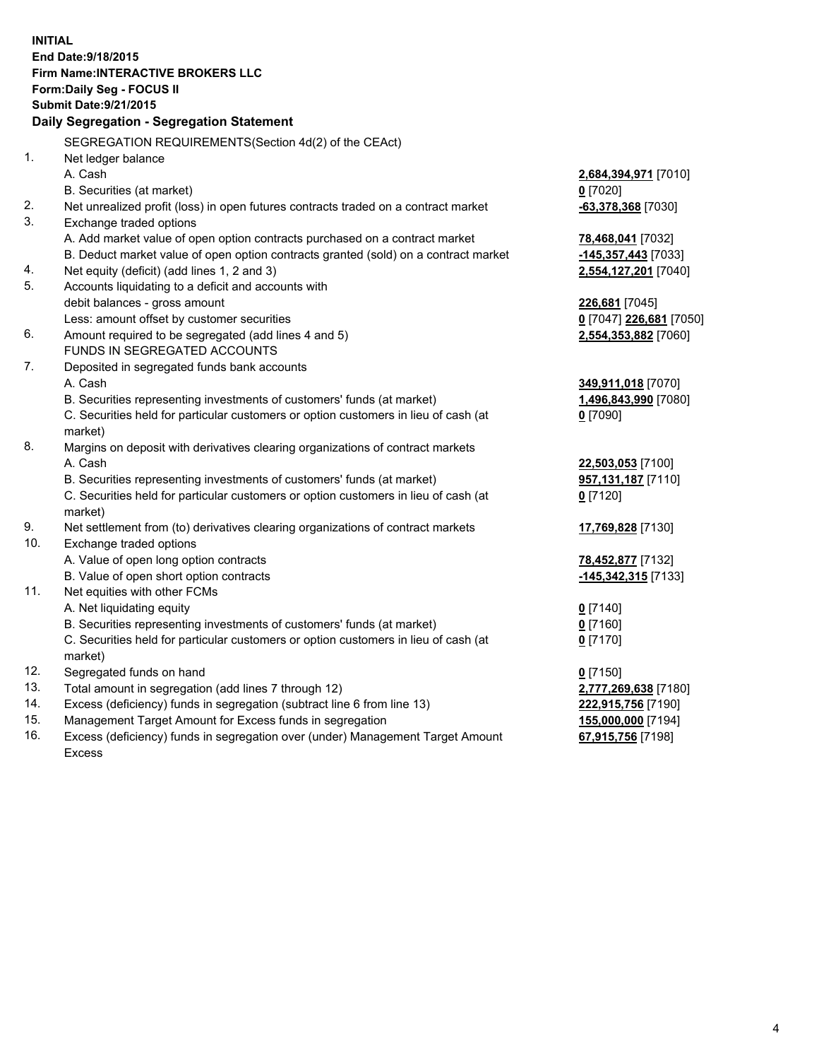**INITIAL**
**End Date:9/18/2015**
**Firm Name:INTERACTIVE BROKERS LLC**
**Form:Daily Seg - FOCUS II**
**Submit Date:9/21/2015**

**Daily Segregation - Segregation Statement**

| | | |
|---|---|---|
| | SEGREGATION REQUIREMENTS(Section 4d(2) of the CEAct) | |
| 1. | Net ledger balance | |
| | A. Cash | **2,684,394,971** [7010] |
| | B. Securities (at market) | **0** [7020] |
| 2. | Net unrealized profit (loss) in open futures contracts traded on a contract market | **-63,378,368** [7030] |
| 3. | Exchange traded options | |
| | A. Add market value of open option contracts purchased on a contract market | **78,468,041** [7032] |
| | B. Deduct market value of open option contracts granted (sold) on a contract market | **-145,357,443** [7033] |
| 4. | Net equity (deficit) (add lines 1, 2 and 3) | **2,554,127,201** [7040] |
| 5. | Accounts liquidating to a deficit and accounts with | |
| | debit balances - gross amount | **226,681** [7045] |
| | Less: amount offset by customer securities | **0** [7047] **226,681** [7050] |
| 6. | Amount required to be segregated (add lines 4 and 5) | **2,554,353,882** [7060] |
| | FUNDS IN SEGREGATED ACCOUNTS | |
| 7. | Deposited in segregated funds bank accounts | |
| | A. Cash | **349,911,018** [7070] |
| | B. Securities representing investments of customers' funds (at market) | **1,496,843,990** [7080] |
| | C. Securities held for particular customers or option customers in lieu of cash (at market) | **0** [7090] |
| 8. | Margins on deposit with derivatives clearing organizations of contract markets | |
| | A. Cash | **22,503,053** [7100] |
| | B. Securities representing investments of customers' funds (at market) | **957,131,187** [7110] |
| | C. Securities held for particular customers or option customers in lieu of cash (at market) | **0** [7120] |
| 9. | Net settlement from (to) derivatives clearing organizations of contract markets | **17,769,828** [7130] |
| 10. | Exchange traded options | |
| | A. Value of open long option contracts | **78,452,877** [7132] |
| | B. Value of open short option contracts | **-145,342,315** [7133] |
| 11. | Net equities with other FCMs | |
| | A. Net liquidating equity | **0** [7140] |
| | B. Securities representing investments of customers' funds (at market) | **0** [7160] |
| | C. Securities held for particular customers or option customers in lieu of cash (at market) | **0** [7170] |
| 12. | Segregated funds on hand | **0** [7150] |
| 13. | Total amount in segregation (add lines 7 through 12) | **2,777,269,638** [7180] |
| 14. | Excess (deficiency) funds in segregation (subtract line 6 from line 13) | **222,915,756** [7190] |
| 15. | Management Target Amount for Excess funds in segregation | **155,000,000** [7194] |
| 16. | Excess (deficiency) funds in segregation over (under) Management Target Amount Excess | **67,915,756** [7198] |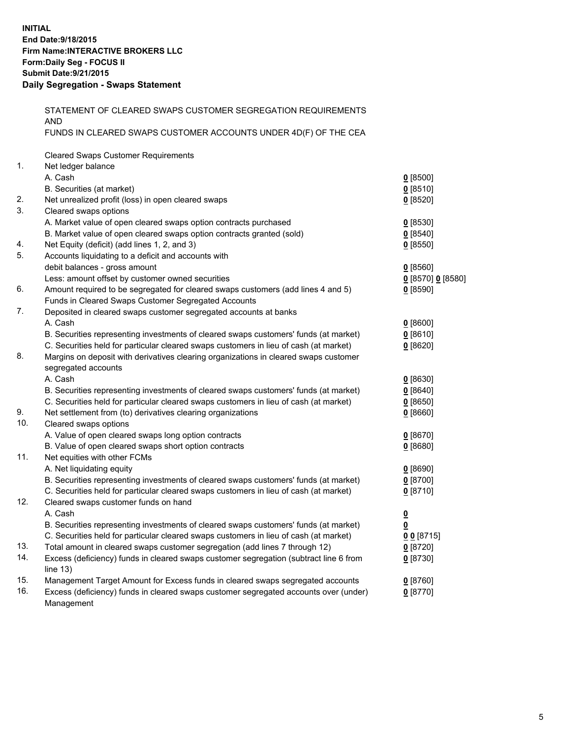**INITIAL**
**End Date:9/18/2015**
**Firm Name:INTERACTIVE BROKERS LLC**
**Form:Daily Seg - FOCUS II**
**Submit Date:9/21/2015**
**Daily Segregation - Swaps Statement**

STATEMENT OF CLEARED SWAPS CUSTOMER SEGREGATION REQUIREMENTS
AND
FUNDS IN CLEARED SWAPS CUSTOMER ACCOUNTS UNDER 4D(F) OF THE CEA

| | | |
|---|---|---|
| | Cleared Swaps Customer Requirements | |
| 1. | Net ledger balance | |
| | A. Cash | 0 [8500] |
| | B. Securities (at market) | 0 [8510] |
| 2. | Net unrealized profit (loss) in open cleared swaps | 0 [8520] |
| 3. | Cleared swaps options | |
| | A. Market value of open cleared swaps option contracts purchased | 0 [8530] |
| | B. Market value of open cleared swaps option contracts granted (sold) | 0 [8540] |
| 4. | Net Equity (deficit) (add lines 1, 2, and 3) | 0 [8550] |
| 5. | Accounts liquidating to a deficit and accounts with | |
| | debit balances - gross amount | 0 [8560] |
| | Less: amount offset by customer owned securities | 0 [8570] 0 [8580] |
| 6. | Amount required to be segregated for cleared swaps customers (add lines 4 and 5) | 0 [8590] |
| | Funds in Cleared Swaps Customer Segregated Accounts | |
| 7. | Deposited in cleared swaps customer segregated accounts at banks | |
| | A. Cash | 0 [8600] |
| | B. Securities representing investments of cleared swaps customers' funds (at market) | 0 [8610] |
| | C. Securities held for particular cleared swaps customers in lieu of cash (at market) | 0 [8620] |
| 8. | Margins on deposit with derivatives clearing organizations in cleared swaps customer segregated accounts | |
| | A. Cash | 0 [8630] |
| | B. Securities representing investments of cleared swaps customers' funds (at market) | 0 [8640] |
| | C. Securities held for particular cleared swaps customers in lieu of cash (at market) | 0 [8650] |
| 9. | Net settlement from (to) derivatives clearing organizations | 0 [8660] |
| 10. | Cleared swaps options | |
| | A. Value of open cleared swaps long option contracts | 0 [8670] |
| | B. Value of open cleared swaps short option contracts | 0 [8680] |
| 11. | Net equities with other FCMs | |
| | A. Net liquidating equity | 0 [8690] |
| | B. Securities representing investments of cleared swaps customers' funds (at market) | 0 [8700] |
| | C. Securities held for particular cleared swaps customers in lieu of cash (at market) | 0 [8710] |
| 12. | Cleared swaps customer funds on hand | |
| | A. Cash | 0 |
| | B. Securities representing investments of cleared swaps customers' funds (at market) | 0 |
| | C. Securities held for particular cleared swaps customers in lieu of cash (at market) | 0 0 [8715] |
| 13. | Total amount in cleared swaps customer segregation (add lines 7 through 12) | 0 [8720] |
| 14. | Excess (deficiency) funds in cleared swaps customer segregation (subtract line 6 from line 13) | 0 [8730] |
| 15. | Management Target Amount for Excess funds in cleared swaps segregated accounts | 0 [8760] |
| 16. | Excess (deficiency) funds in cleared swaps customer segregated accounts over (under) Management | 0 [8770] |